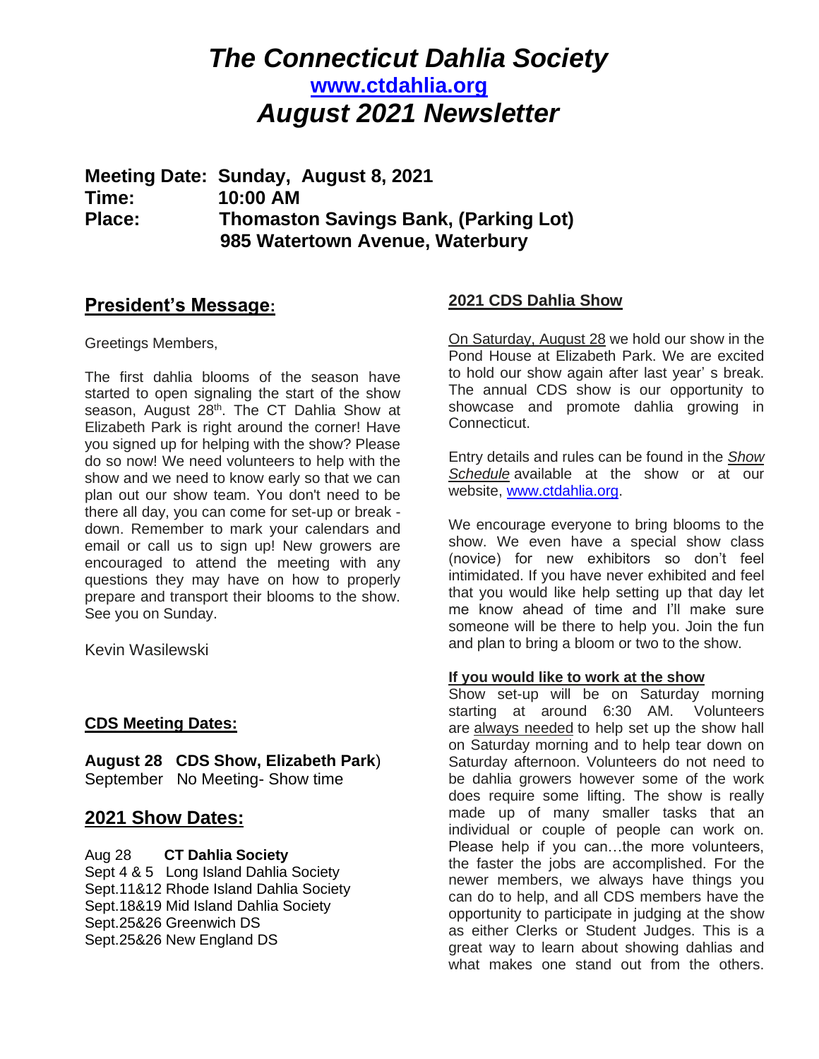# *The Connecticut Dahlia Society*

**[www.ctdahlia.org](http://www.ctdahlia.org)**

## *August 2021 Newsletter*

**Meeting Date: Sunday, August 8, 2021**
**Time: 10:00 AM**
**Place: Thomaston Savings Bank, (Parking Lot)**
**985 Watertown Avenue, Waterbury**

## President's Message:

Greetings Members,

The first dahlia blooms of the season have started to open signaling the start of the show season, August 28th. The CT Dahlia Show at Elizabeth Park is right around the corner! Have you signed up for helping with the show? Please do so now! We need volunteers to help with the show and we need to know early so that we can plan out our show team. You don't need to be there all day, you can come for set-up or break - down. Remember to mark your calendars and email or call us to sign up! New growers are encouraged to attend the meeting with any questions they may have on how to properly prepare and transport their blooms to the show. See you on Sunday.

Kevin Wasilewski

### CDS Meeting Dates:

**August 28 CDS Show, Elizabeth Park**)
September No Meeting- Show time

## 2021 Show Dates:

Aug 28 **CT Dahlia Society**
Sept 4 & 5 Long Island Dahlia Society
Sept.11&12 Rhode Island Dahlia Society
Sept.18&19 Mid Island Dahlia Society
Sept.25&26 Greenwich DS
Sept.25&26 New England DS

### 2021 CDS Dahlia Show

On Saturday, August 28 we hold our show in the Pond House at Elizabeth Park. We are excited to hold our show again after last year' s break. The annual CDS show is our opportunity to showcase and promote dahlia growing in Connecticut.

Entry details and rules can be found in the *Show Schedule* available at the show or at our website, [www.ctdahlia.org](http://www.ctdahlia.org).

We encourage everyone to bring blooms to the show. We even have a special show class (novice) for new exhibitors so don't feel intimidated. If you have never exhibited and feel that you would like help setting up that day let me know ahead of time and I'll make sure someone will be there to help you. Join the fun and plan to bring a bloom or two to the show.

**If you would like to work at the show**

Show set-up will be on Saturday morning starting at around 6:30 AM. Volunteers are always needed to help set up the show hall on Saturday morning and to help tear down on Saturday afternoon. Volunteers do not need to be dahlia growers however some of the work does require some lifting. The show is really made up of many smaller tasks that an individual or couple of people can work on. Please help if you can…the more volunteers, the faster the jobs are accomplished. For the newer members, we always have things you can do to help, and all CDS members have the opportunity to participate in judging at the show as either Clerks or Student Judges. This is a great way to learn about showing dahlias and what makes one stand out from the others.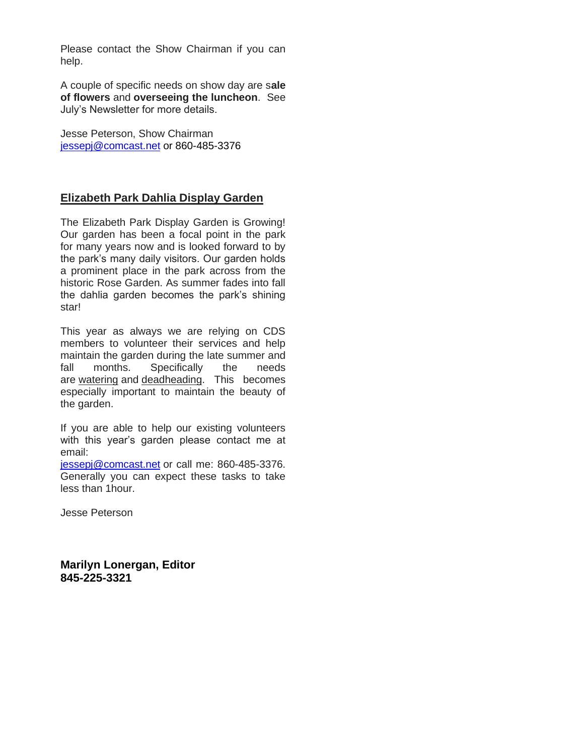Please contact the Show Chairman if you can help.

A couple of specific needs on show day are s**ale of flowers** and **overseeing the luncheon**. See July's Newsletter for more details.

Jesse Peterson, Show Chairman
jessepj@comcast.net or 860-485-3376

## Elizabeth Park Dahlia Display Garden

The Elizabeth Park Display Garden is Growing! Our garden has been a focal point in the park for many years now and is looked forward to by the park's many daily visitors. Our garden holds a prominent place in the park across from the historic Rose Garden. As summer fades into fall the dahlia garden becomes the park's shining star!

This year as always we are relying on CDS members to volunteer their services and help maintain the garden during the late summer and fall months. Specifically the needs are watering and deadheading. This becomes especially important to maintain the beauty of the garden.

If you are able to help our existing volunteers with this year's garden please contact me at email:
jessepj@comcast.net or call me: 860-485-3376. Generally you can expect these tasks to take less than 1hour.

Jesse Peterson

**Marilyn Lonergan, Editor**
**845-225-3321**